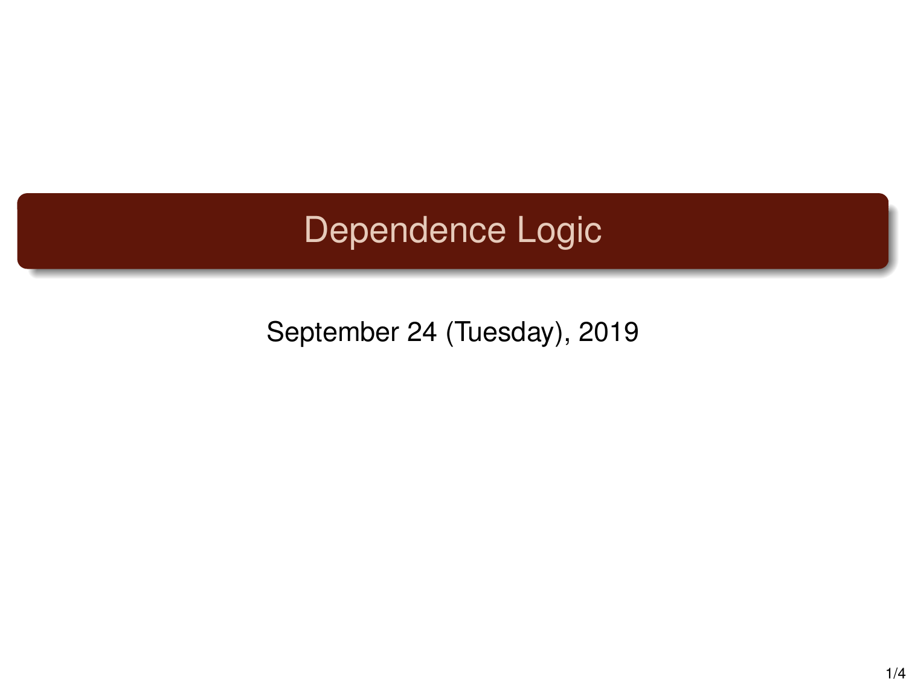# Dependence Logic

September 24 (Tuesday), 2019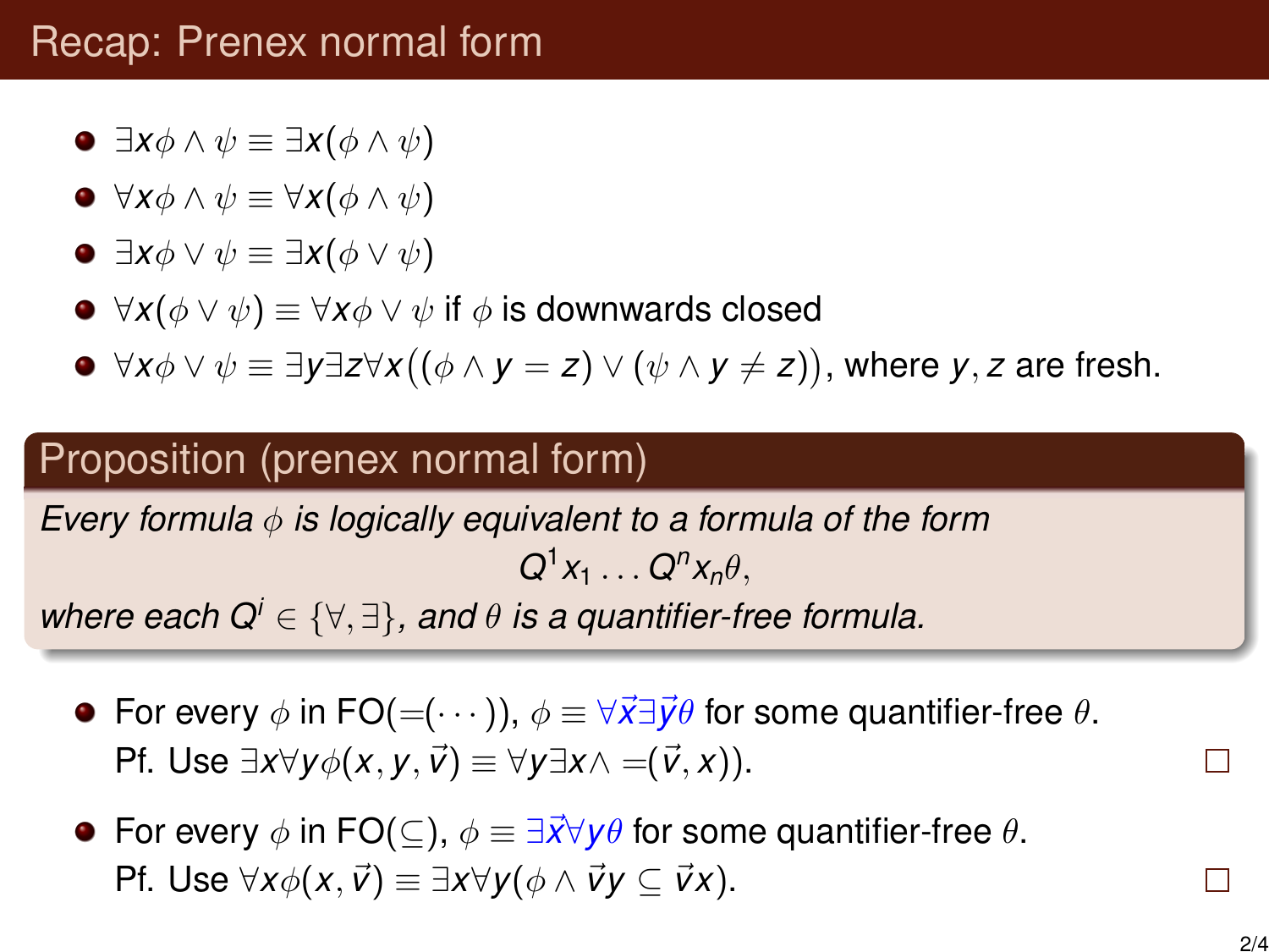# Recap: Prenex normal form

- $\exists x \phi \wedge \psi \equiv \exists x(\phi \wedge \psi)$
- $\forall x \phi \wedge \psi \equiv \forall x(\phi \wedge \psi)$
- $\exists x \phi \vee \psi \equiv \exists x(\phi \vee \psi)$
- $\forall x(\phi \vee \psi) \equiv \forall x \phi \vee \psi$ if $\phi$ is downwards closed
- $\forall x \phi \vee \psi \equiv \exists y \exists z \forall x\big((\phi \wedge y = z) \vee (\psi \wedge y \neq z)\big)$, where $y, z$ are fresh.

**Proposition (prenex normal form)**

*Every formula $\phi$ is logically equivalent to a formula of the form*

$$Q^1 x_1 \ldots Q^n x_n \theta,$$

*where each $Q^i \in \{\forall, \exists\}$, and $\theta$ is a quantifier-free formula.*

- For every $\phi$ in FO($=(\cdots)$), $\phi \equiv \forall \vec{x} \exists \vec{y} \theta$ for some quantifier-free $\theta$.
  Pf. Use $\exists x \forall y \phi(x, y, \vec{v}) \equiv \forall y \exists x \wedge =(\vec{v}, x))$. □
- For every $\phi$ in FO($\subseteq$), $\phi \equiv \exists \vec{x} \forall y \theta$ for some quantifier-free $\theta$.
  Pf. Use $\forall x \phi(x, \vec{v}) \equiv \exists x \forall y(\phi \wedge \vec{v}y \subseteq \vec{v}x)$. □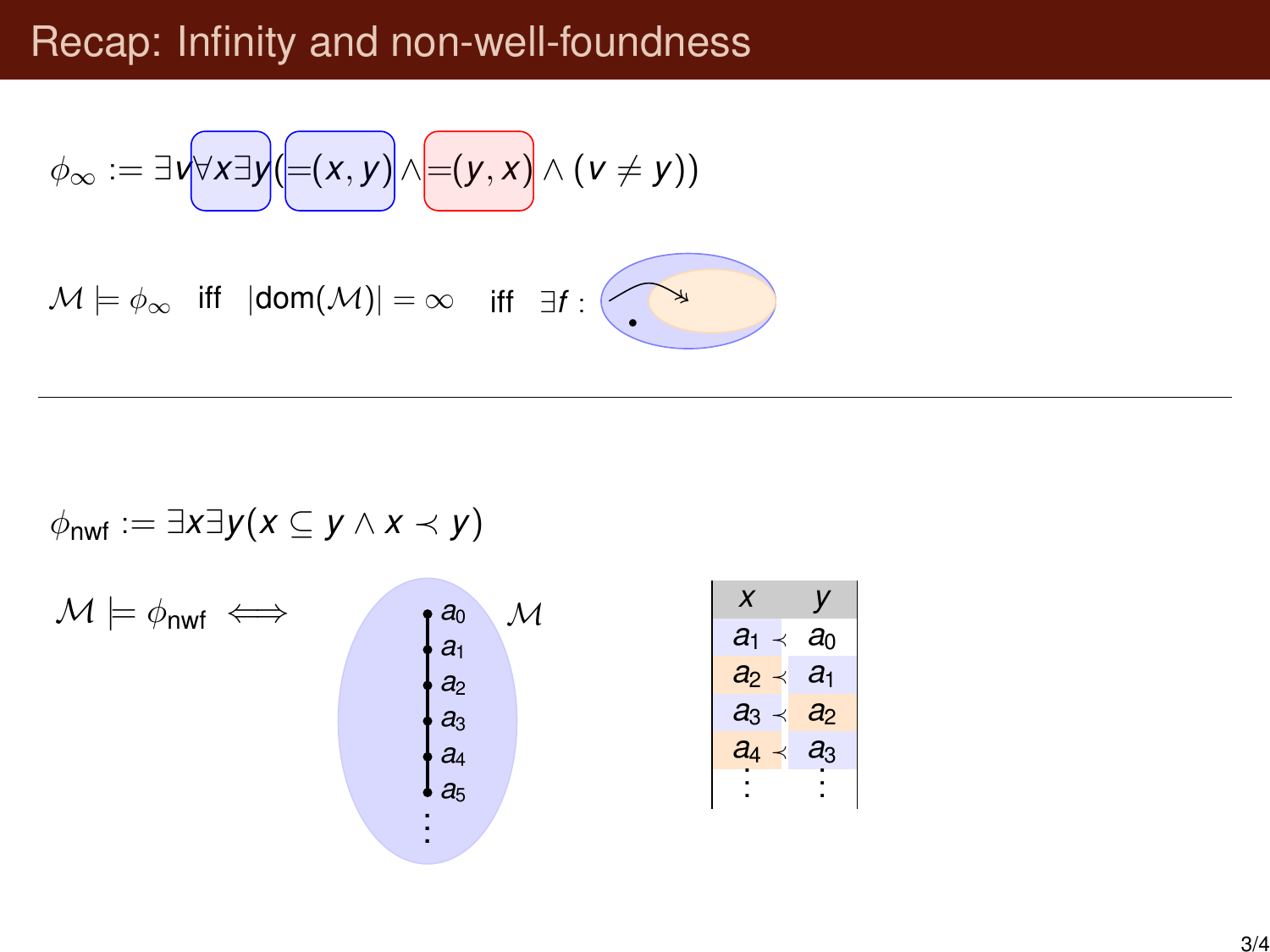# Recap: Infinity and non-well-foundness

$$\phi_\infty := \exists v \forall x \exists y (=(x,y) \wedge =(y,x) \wedge (v \neq y))$$

$\mathcal{M} \models \phi_\infty$ iff $|\mathrm{dom}(\mathcal{M})| = \infty$ iff $\exists f :$

---

$$\phi_{\mathrm{nwf}} := \exists x \exists y (x \subseteq y \wedge x \prec y)$$

$\mathcal{M} \models \phi_{\mathrm{nwf}} \iff$

$\mathcal{M}$: $a_0, a_1, a_2, a_3, a_4, a_5, \vdots$

| $x$ | | $y$ |
|---|---|---|
| $a_1$ | $\prec$ | $a_0$ |
| $a_2$ | $\prec$ | $a_1$ |
| $a_3$ | $\prec$ | $a_2$ |
| $a_4$ | $\prec$ | $a_3$ |
| $\vdots$ | | $\vdots$ |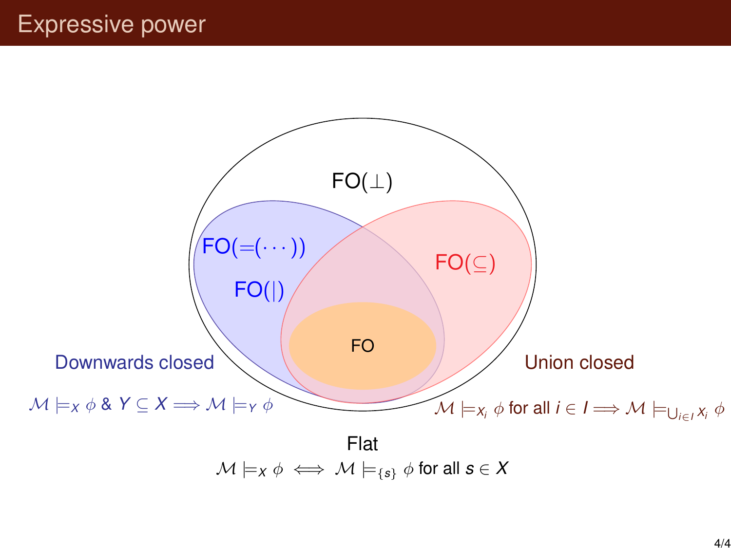# Expressive power

FO(⊥)

FO(=(⋯))

FO(|)

FO(⊆)

FO

Downwards closed

$\mathcal{M} \models_X \phi$ & $Y \subseteq X \Longrightarrow \mathcal{M} \models_Y \phi$

Union closed

$\mathcal{M} \models_{X_i} \phi$ for all $i \in I \Longrightarrow \mathcal{M} \models_{\bigcup_{i \in I} X_i} \phi$

Flat

$\mathcal{M} \models_X \phi \iff \mathcal{M} \models_{\{s\}} \phi$ for all $s \in X$